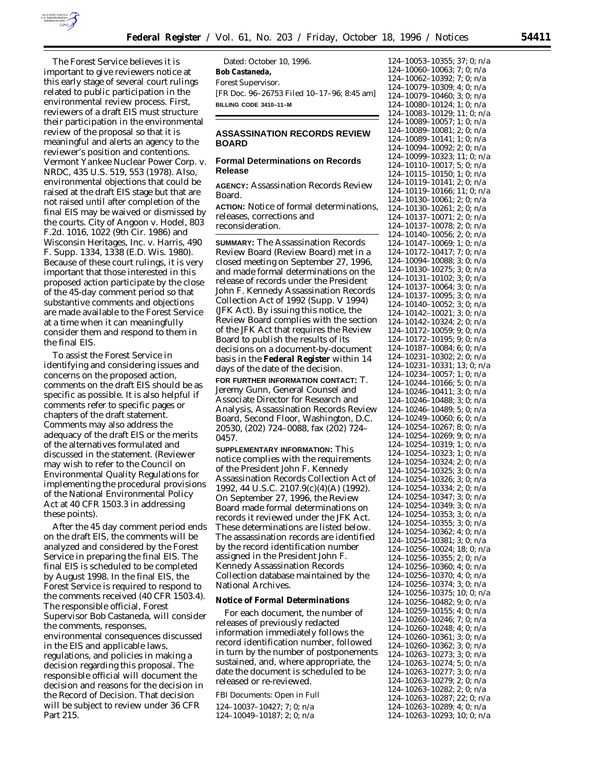The Forest Service believes it is important to give reviewers notice at this early stage of several court rulings related to public participation in the environmental review process. First, reviewers of a draft EIS must structure their participation in the environmental review of the proposal so that it is meaningful and alerts an agency to the reviewer's position and contentions. Vermont Yankee Nuclear Power Corp. v. NRDC, 435 U.S. 519, 553 (1978). Also, environmental objections that could be raised at the draft EIS stage but that are not raised until after completion of the final EIS may be waived or dismissed by the courts. City of Angoon v. Hodel, 803 F.2d. 1016, 1022 (9th Cir. 1986) and Wisconsin Heritages, Inc. v. Harris, 490 F. Supp. 1334, 1338 (E.D. Wis. 1980). Because of these court rulings, it is very important that those interested in this proposed action participate by the close of the 45-day comment period so that substantive comments and objections are made available to the Forest Service at a time when it can meaningfully consider them and respond to them in the final EIS.

To assist the Forest Service in identifying and considering issues and concerns on the proposed action, comments on the draft EIS should be as specific as possible. It is also helpful if comments refer to specific pages or chapters of the draft statement. Comments may also address the adequacy of the draft EIS or the merits of the alternatives formulated and discussed in the statement. (Reviewer may wish to refer to the Council on Environmental Quality Regulations for implementing the procedural provisions of the National Environmental Policy Act at 40 CFR 1503.3 in addressing these points).

After the 45 day comment period ends on the draft EIS, the comments will be analyzed and considered by the Forest Service in preparing the final EIS. The final EIS is scheduled to be completed by August 1998. In the final EIS, the Forest Service is required to respond to the comments received (40 CFR 1503.4). The responsible official, Forest Supervisor Bob Castaneda, will consider the comments, responses, environmental consequences discussed in the EIS and applicable laws, regulations, and policies in making a decision regarding this proposal. The responsible official will document the decision and reasons for the decision in the Record of Decision. That decision will be subject to review under 36 CFR Part 215.

Dated: October 10, 1996.

**Bob Castaneda,**

*Forest Supervisor.*

[FR Doc. 96–26753 Filed 10–17–96; 8:45 am]

**BILLING CODE 3410–11–M**

## ASSASSINATION RECORDS REVIEW BOARD

### Formal Determinations on Records Release

**AGENCY:** Assassination Records Review Board.

**ACTION:** Notice of formal determinations, releases, corrections and reconsideration.

**SUMMARY:** The Assassination Records Review Board (Review Board) met in a closed meeting on September 27, 1996, and made formal determinations on the release of records under the President John F. Kennedy Assassination Records Collection Act of 1992 (Supp. V 1994) (JFK Act). By issuing this notice, the Review Board complies with the section of the JFK Act that requires the Review Board to publish the results of its decisions on a document-by-document basis in the **Federal Register** within 14 days of the date of the decision.

**FOR FURTHER INFORMATION CONTACT:** T. Jeremy Gunn, General Counsel and Associate Director for Research and Analysis, Assassination Records Review Board, Second Floor, Washington, D.C. 20530, (202) 724–0088, fax (202) 724–0457.

**SUPPLEMENTARY INFORMATION:** This notice complies with the requirements of the President John F. Kennedy Assassination Records Collection Act of 1992, 44 U.S.C. 2107.9(c)(4)(A) (1992). On September 27, 1996, the Review Board made formal determinations on records it reviewed under the JFK Act. These determinations are listed below. The assassination records are identified by the record identification number assigned in the President John F. Kennedy Assassination Records Collection database maintained by the National Archives.

### Notice of Formal Determinations

For each document, the number of releases of previously redacted information immediately follows the record identification number, followed in turn by the number of postponements sustained, and, where appropriate, the date the document is scheduled to be released or re-reviewed.

*FBI Documents: Open in Full*

124–10037–10427; 7; 0; n/a
124–10049–10187; 2; 0; n/a
124–10053–10355; 37; 0; n/a
124–10060–10063; 7; 0; n/a
124–10062–10392; 7; 0; n/a
124–10079–10309; 4; 0; n/a
124–10079–10460; 3; 0; n/a
124–10080–10124; 1; 0; n/a
124–10083–10129; 11; 0; n/a
124–10089–10057; 1; 0; n/a
124–10089–10081; 2; 0; n/a
124–10089–10141; 1; 0; n/a
124–10094–10092; 2; 0; n/a
124–10099–10323; 11; 0; n/a
124–10110–10017; 5; 0; n/a
124–10115–10150; 1; 0; n/a
124–10119–10141; 2; 0; n/a
124–10119–10166; 11; 0; n/a
124–10130–10061; 2; 0; n/a
124–10130–10261; 2; 0; n/a
124–10137–10071; 2; 0; n/a
124–10137–10078; 2; 0; n/a
124–10140–10056; 2; 0; n/a
124–10147–10069; 1; 0; n/a
124–10172–10417; 7; 0; n/a
124–10094–10088; 3; 0; n/a
124–10130–10275; 3; 0; n/a
124–10131–10102; 3; 0; n/a
124–10137–10064; 3; 0; n/a
124–10137–10095; 3; 0; n/a
124–10140–10052; 3; 0; n/a
124–10142–10021; 3; 0; n/a
124–10142–10324; 2; 0; n/a
124–10172–10059; 9; 0; n/a
124–10172–10195; 9; 0; n/a
124–10187–10084; 6; 0; n/a
124–10231–10302; 2; 0; n/a
124–10231–10331; 13; 0; n/a
124–10234–10057; 1; 0; n/a
124–10244–10166; 5; 0; n/a
124–10246–10411; 3; 0; n/a
124–10246–10488; 3; 0; n/a
124–10246–10489; 5; 0; n/a
124–10249–10060; 6; 0; n/a
124–10254–10267; 8; 0; n/a
124–10254–10269; 9; 0; n/a
124–10254–10319; 1; 0; n/a
124–10254–10323; 1; 0; n/a
124–10254–10324; 2; 0; n/a
124–10254–10325; 3; 0; n/a
124–10254–10326; 3; 0; n/a
124–10254–10334; 2; 0; n/a
124–10254–10347; 3; 0; n/a
124–10254–10349; 3; 0; n/a
124–10254–10353; 3; 0; n/a
124–10254–10355; 3; 0; n/a
124–10254–10362; 4; 0; n/a
124–10254–10381; 3; 0; n/a
124–10256–10024; 18; 0; n/a
124–10256–10355; 2; 0; n/a
124–10256–10360; 4; 0; n/a
124–10256–10370; 4; 0; n/a
124–10256–10374; 3; 0; n/a
124–10256–10375; 10; 0; n/a
124–10256–10482; 9; 0; n/a
124–10259–10155; 4; 0; n/a
124–10260–10246; 7; 0; n/a
124–10260–10248; 4; 0; n/a
124–10260–10361; 3; 0; n/a
124–10260–10362; 3; 0; n/a
124–10263–10273; 3; 0; n/a
124–10263–10274; 5; 0; n/a
124–10263–10277; 3; 0; n/a
124–10263–10279; 2; 0; n/a
124–10263–10282; 2; 0; n/a
124–10263–10287; 22; 0; n/a
124–10263–10289; 4; 0; n/a
124–10263–10293; 10; 0; n/a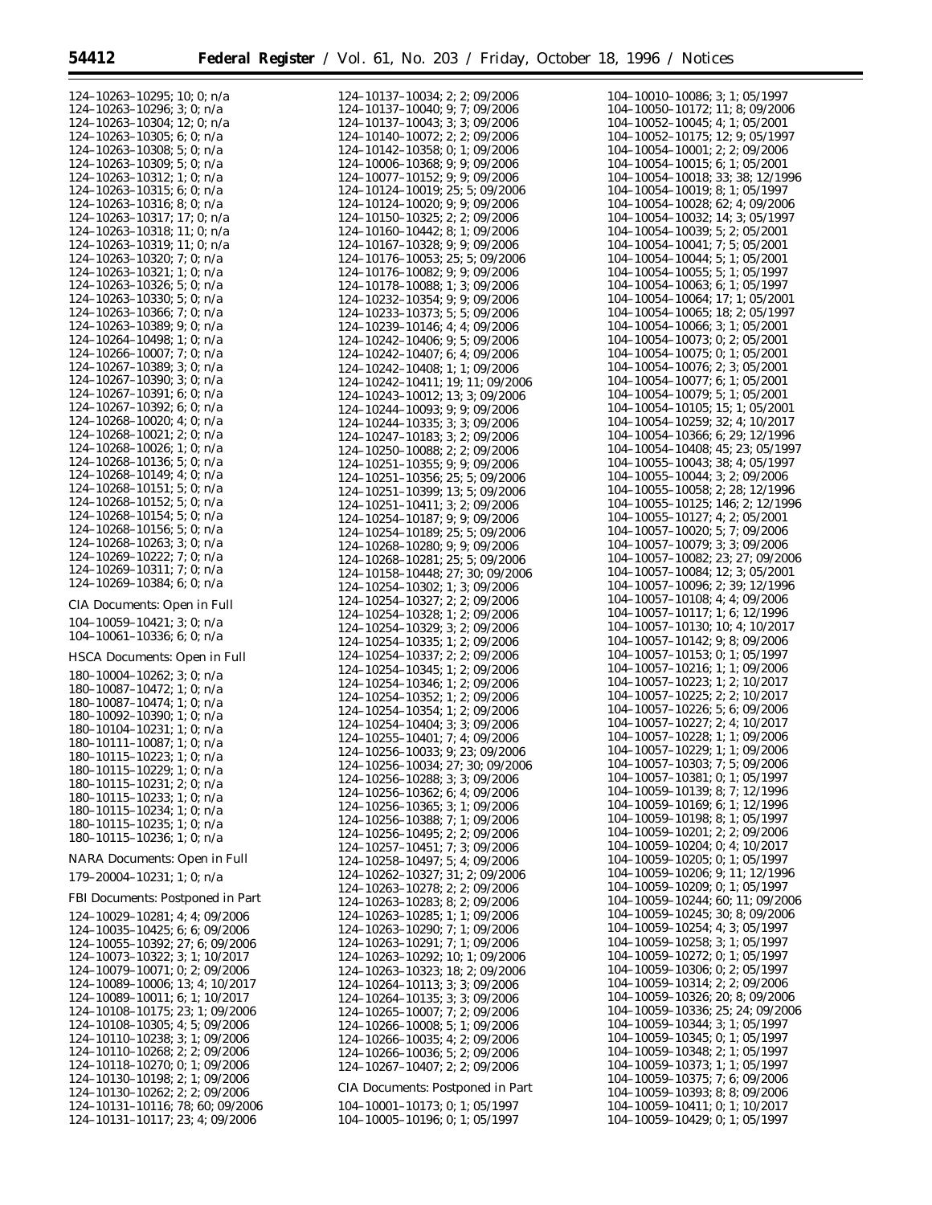124–10263–10295; 10; 0; n/a
124–10263–10296; 3; 0; n/a
124–10263–10304; 12; 0; n/a
124–10263–10305; 6; 0; n/a
124–10263–10308; 5; 0; n/a
124–10263–10309; 5; 0; n/a
124–10263–10312; 1; 0; n/a
124–10263–10315; 6; 0; n/a
124–10263–10316; 8; 0; n/a
124–10263–10317; 17; 0; n/a
124–10263–10318; 11; 0; n/a
124–10263–10319; 11; 0; n/a
124–10263–10320; 7; 0; n/a
124–10263–10321; 1; 0; n/a
124–10263–10326; 5; 0; n/a
124–10263–10330; 5; 0; n/a
124–10263–10366; 7; 0; n/a
124–10263–10389; 9; 0; n/a
124–10264–10498; 1; 0; n/a
124–10266–10007; 7; 0; n/a
124–10267–10389; 3; 0; n/a
124–10267–10390; 3; 0; n/a
124–10267–10391; 6; 0; n/a
124–10267–10392; 6; 0; n/a
124–10268–10020; 4; 0; n/a
124–10268–10021; 2; 0; n/a
124–10268–10026; 1; 0; n/a
124–10268–10136; 5; 0; n/a
124–10268–10149; 4; 0; n/a
124–10268–10151; 5; 0; n/a
124–10268–10152; 5; 0; n/a
124–10268–10154; 5; 0; n/a
124–10268–10156; 5; 0; n/a
124–10268–10263; 3; 0; n/a
124–10269–10222; 7; 0; n/a
124–10269–10311; 7; 0; n/a
124–10269–10384; 6; 0; n/a

CIA Documents: Open in Full

104–10059–10421; 3; 0; n/a
104–10061–10336; 6; 0; n/a

HSCA Documents: Open in Full

180–10004–10262; 3; 0; n/a
180–10087–10472; 1; 0; n/a
180–10087–10474; 1; 0; n/a
180–10092–10390; 1; 0; n/a
180–10104–10231; 1; 0; n/a
180–10111–10087; 1; 0; n/a
180–10115–10223; 1; 0; n/a
180–10115–10229; 1; 0; n/a
180–10115–10231; 2; 0; n/a
180–10115–10233; 1; 0; n/a
180–10115–10234; 1; 0; n/a
180–10115–10235; 1; 0; n/a
180–10115–10236; 1; 0; n/a

NARA Documents: Open in Full

179–20004–10231; 1; 0; n/a

FBI Documents: Postponed in Part

124–10029–10281; 4; 4; 09/2006
124–10035–10425; 6; 6; 09/2006
124–10055–10392; 27; 6; 09/2006
124–10073–10322; 3; 1; 10/2017
124–10079–10071; 0; 2; 09/2006
124–10089–10006; 13; 4; 10/2017
124–10089–10011; 6; 1; 10/2017
124–10108–10175; 23; 1; 09/2006
124–10108–10305; 4; 5; 09/2006
124–10110–10238; 3; 1; 09/2006
124–10110–10268; 2; 2; 09/2006
124–10118–10270; 0; 1; 09/2006
124–10130–10198; 2; 1; 09/2006
124–10130–10262; 2; 2; 09/2006
124–10131–10116; 78; 60; 09/2006
124–10131–10117; 23; 4; 09/2006
124–10137–10034; 2; 2; 09/2006
124–10137–10040; 9; 7; 09/2006
124–10137–10043; 3; 3; 09/2006
124–10140–10072; 2; 2; 09/2006
124–10142–10358; 0; 1; 09/2006
124–10006–10368; 9; 9; 09/2006
124–10077–10152; 9; 9; 09/2006
124–10124–10019; 25; 5; 09/2006
124–10124–10020; 9; 9; 09/2006
124–10150–10325; 2; 2; 09/2006
124–10160–10442; 8; 1; 09/2006
124–10167–10328; 9; 9; 09/2006
124–10176–10053; 25; 5; 09/2006
124–10176–10082; 9; 9; 09/2006
124–10178–10088; 1; 3; 09/2006
124–10232–10354; 9; 9; 09/2006
124–10233–10373; 5; 5; 09/2006
124–10239–10146; 4; 4; 09/2006
124–10242–10406; 9; 5; 09/2006
124–10242–10407; 6; 4; 09/2006
124–10242–10408; 1; 1; 09/2006
124–10242–10411; 19; 11; 09/2006
124–10243–10012; 13; 3; 09/2006
124–10244–10093; 9; 9; 09/2006
124–10244–10335; 3; 3; 09/2006
124–10247–10183; 3; 2; 09/2006
124–10250–10088; 2; 2; 09/2006
124–10251–10355; 9; 9; 09/2006
124–10251–10356; 25; 5; 09/2006
124–10251–10399; 13; 5; 09/2006
124–10251–10411; 3; 2; 09/2006
124–10254–10187; 9; 9; 09/2006
124–10254–10189; 25; 5; 09/2006
124–10268–10280; 9; 9; 09/2006
124–10268–10281; 25; 5; 09/2006
124–10158–10448; 27; 30; 09/2006
124–10254–10302; 1; 3; 09/2006
124–10254–10327; 2; 2; 09/2006
124–10254–10328; 1; 2; 09/2006
124–10254–10329; 3; 2; 09/2006
124–10254–10335; 1; 2; 09/2006
124–10254–10337; 2; 2; 09/2006
124–10254–10345; 1; 2; 09/2006
124–10254–10346; 1; 2; 09/2006
124–10254–10352; 1; 2; 09/2006
124–10254–10354; 1; 2; 09/2006
124–10254–10404; 3; 3; 09/2006
124–10255–10401; 7; 4; 09/2006
124–10256–10033; 9; 23; 09/2006
124–10256–10034; 27; 30; 09/2006
124–10256–10288; 3; 3; 09/2006
124–10256–10362; 6; 4; 09/2006
124–10256–10365; 3; 1; 09/2006
124–10256–10388; 7; 1; 09/2006
124–10256–10495; 2; 2; 09/2006
124–10257–10451; 7; 3; 09/2006
124–10258–10497; 5; 4; 09/2006
124–10262–10327; 31; 2; 09/2006
124–10263–10278; 2; 2; 09/2006
124–10263–10283; 8; 2; 09/2006
124–10263–10285; 1; 1; 09/2006
124–10263–10290; 7; 1; 09/2006
124–10263–10291; 7; 1; 09/2006
124–10263–10292; 10; 1; 09/2006
124–10263–10323; 18; 2; 09/2006
124–10264–10113; 3; 3; 09/2006
124–10264–10135; 3; 3; 09/2006
124–10265–10007; 7; 2; 09/2006
124–10266–10008; 5; 1; 09/2006
124–10266–10035; 4; 2; 09/2006
124–10266–10036; 5; 2; 09/2006
124–10267–10407; 2; 2; 09/2006

CIA Documents: Postponed in Part

104–10001–10173; 0; 1; 05/1997
104–10005–10196; 0; 1; 05/1997
104–10010–10086; 3; 1; 05/1997
104–10050–10172; 11; 8; 09/2006
104–10052–10045; 4; 1; 05/2001
104–10052–10175; 12; 9; 05/1997
104–10054–10001; 2; 2; 09/2006
104–10054–10015; 6; 1; 05/2001
104–10054–10018; 33; 38; 12/1996
104–10054–10019; 8; 1; 05/1997
104–10054–10028; 62; 4; 09/2006
104–10054–10032; 14; 3; 05/1997
104–10054–10039; 5; 2; 05/2001
104–10054–10041; 7; 5; 05/2001
104–10054–10044; 5; 1; 05/2001
104–10054–10055; 5; 1; 05/1997
104–10054–10063; 6; 1; 05/1997
104–10054–10064; 17; 1; 05/2001
104–10054–10065; 18; 2; 05/1997
104–10054–10066; 3; 1; 05/2001
104–10054–10073; 0; 2; 05/2001
104–10054–10075; 0; 1; 05/2001
104–10054–10076; 2; 3; 05/2001
104–10054–10077; 6; 1; 05/2001
104–10054–10079; 5; 1; 05/2001
104–10054–10105; 15; 1; 05/2001
104–10054–10259; 32; 4; 10/2017
104–10054–10366; 6; 29; 12/1996
104–10054–10408; 45; 23; 05/1997
104–10055–10043; 38; 4; 05/1997
104–10055–10044; 3; 2; 09/2006
104–10055–10058; 2; 28; 12/1996
104–10055–10125; 146; 2; 12/1996
104–10055–10127; 4; 2; 05/2001
104–10057–10020; 5; 7; 09/2006
104–10057–10079; 3; 3; 09/2006
104–10057–10082; 23; 27; 09/2006
104–10057–10084; 12; 3; 05/2001
104–10057–10096; 2; 39; 12/1996
104–10057–10108; 4; 4; 09/2006
104–10057–10117; 1; 6; 12/1996
104–10057–10130; 10; 4; 10/2017
104–10057–10142; 9; 8; 09/2006
104–10057–10153; 0; 1; 05/1997
104–10057–10216; 1; 1; 09/2006
104–10057–10223; 1; 2; 10/2017
104–10057–10225; 2; 2; 10/2017
104–10057–10226; 5; 6; 09/2006
104–10057–10227; 2; 4; 10/2017
104–10057–10228; 1; 1; 09/2006
104–10057–10229; 1; 1; 09/2006
104–10057–10303; 7; 5; 09/2006
104–10057–10381; 0; 1; 05/1997
104–10059–10139; 8; 7; 12/1996
104–10059–10169; 6; 1; 12/1996
104–10059–10198; 8; 1; 05/1997
104–10059–10201; 2; 2; 09/2006
104–10059–10204; 0; 4; 10/2017
104–10059–10205; 0; 1; 05/1997
104–10059–10206; 9; 11; 12/1996
104–10059–10209; 0; 1; 05/1997
104–10059–10244; 60; 11; 09/2006
104–10059–10245; 30; 8; 09/2006
104–10059–10254; 4; 3; 05/1997
104–10059–10258; 3; 1; 05/1997
104–10059–10272; 0; 1; 05/1997
104–10059–10306; 0; 2; 05/1997
104–10059–10314; 2; 2; 09/2006
104–10059–10326; 20; 8; 09/2006
104–10059–10336; 25; 24; 09/2006
104–10059–10344; 3; 1; 05/1997
104–10059–10345; 0; 1; 05/1997
104–10059–10348; 2; 1; 05/1997
104–10059–10373; 1; 1; 05/1997
104–10059–10375; 7; 6; 09/2006
104–10059–10393; 8; 8; 09/2006
104–10059–10411; 0; 1; 10/2017
104–10059–10429; 0; 1; 05/1997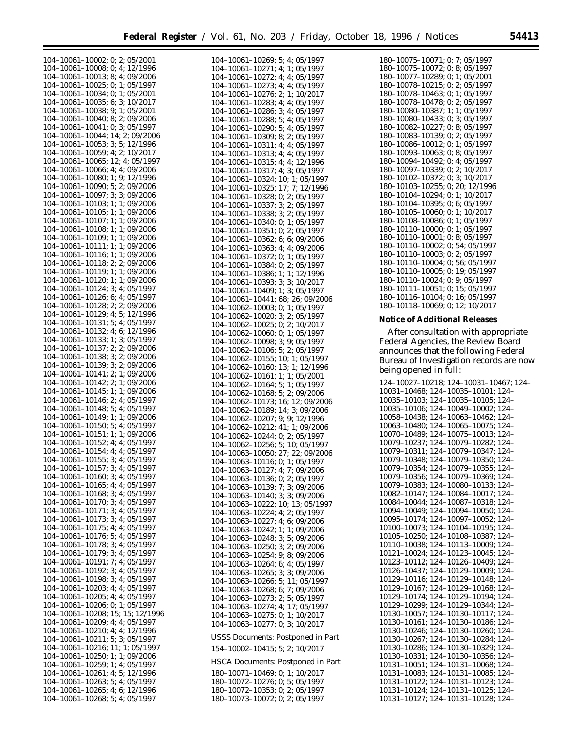104–10061–10002; 0; 2; 05/2001
104–10061–10008; 0; 4; 12/1996
104–10061–10013; 8; 4; 09/2006
104–10061–10025; 0; 1; 05/1997
104–10061–10034; 0; 1; 05/2001
104–10061–10035; 6; 3; 10/2017
104–10061–10038; 9; 1; 05/2001
104–10061–10040; 8; 2; 09/2006
104–10061–10041; 0; 3; 05/1997
104–10061–10044; 14; 2; 09/2006
104–10061–10053; 3; 5; 12/1996
104–10061–10059; 4; 2; 10/2017
104–10061–10065; 12; 4; 05/1997
104–10061–10066; 4; 4; 09/2006
104–10061–10080; 1; 9; 12/1996
104–10061–10090; 5; 2; 09/2006
104–10061–10097; 3; 3; 09/2006
104–10061–10103; 1; 1; 09/2006
104–10061–10105; 1; 1; 09/2006
104–10061–10107; 1; 1; 09/2006
104–10061–10108; 1; 1; 09/2006
104–10061–10109; 1; 1; 09/2006
104–10061–10111; 1; 1; 09/2006
104–10061–10116; 1; 1; 09/2006
104–10061–10118; 2; 2; 09/2006
104–10061–10119; 1; 1; 09/2006
104–10061–10120; 1; 1; 09/2006
104–10061–10124; 3; 4; 05/1997
104–10061–10126; 6; 4; 05/1997
104–10061–10128; 2; 2; 09/2006
104–10061–10129; 4; 5; 12/1996
104–10061–10131; 5; 4; 05/1997
104–10061–10132; 4; 6; 12/1996
104–10061–10133; 1; 3; 05/1997
104–10061–10137; 2; 2; 09/2006
104–10061–10138; 3; 2; 09/2006
104–10061–10139; 3; 2; 09/2006
104–10061–10141; 2; 1; 09/2006
104–10061–10142; 2; 1; 09/2006
104–10061–10145; 1; 1; 09/2006
104–10061–10146; 2; 4; 05/1997
104–10061–10148; 5; 4; 05/1997
104–10061–10149; 1; 1; 09/2006
104–10061–10150; 5; 4; 05/1997
104–10061–10151; 1; 1; 09/2006
104–10061–10152; 4; 4; 05/1997
104–10061–10154; 4; 4; 05/1997
104–10061–10155; 3; 4; 05/1997
104–10061–10157; 3; 4; 05/1997
104–10061–10160; 3; 4; 05/1997
104–10061–10165; 4; 4; 05/1997
104–10061–10168; 3; 4; 05/1997
104–10061–10170; 3; 4; 05/1997
104–10061–10171; 3; 4; 05/1997
104–10061–10173; 3; 4; 05/1997
104–10061–10175; 4; 4; 05/1997
104–10061–10176; 5; 4; 05/1997
104–10061–10178; 3; 4; 05/1997
104–10061–10179; 3; 4; 05/1997
104–10061–10191; 7; 4; 05/1997
104–10061–10192; 3; 4; 05/1997
104–10061–10198; 3; 4; 05/1997
104–10061–10203; 4; 4; 05/1997
104–10061–10205; 4; 4; 05/1997
104–10061–10206; 0; 1; 05/1997
104–10061–10208; 15; 15; 12/1996
104–10061–10209; 4; 4; 05/1997
104–10061–10210; 4; 4; 12/1996
104–10061–10211; 5; 3; 05/1997
104–10061–10216; 11; 1; 05/1997
104–10061–10250; 1; 1; 09/2006
104–10061–10259; 1; 4; 05/1997
104–10061–10261; 4; 5; 12/1996
104–10061–10263; 5; 4; 05/1997
104–10061–10265; 4; 6; 12/1996
104–10061–10268; 5; 4; 05/1997
104–10061–10269; 5; 4; 05/1997
104–10061–10271; 4; 1; 05/1997
104–10061–10272; 4; 4; 05/1997
104–10061–10273; 4; 4; 05/1997
104–10061–10276; 2; 1; 10/2017
104–10061–10283; 4; 4; 05/1997
104–10061–10286; 3; 4; 05/1997
104–10061–10288; 5; 4; 05/1997
104–10061–10290; 5; 4; 05/1997
104–10061–10309; 8; 2; 05/1997
104–10061–10311; 4; 4; 05/1997
104–10061–10313; 4; 4; 05/1997
104–10061–10315; 4; 4; 12/1996
104–10061–10317; 4; 3; 05/1997
104–10061–10324; 10; 1; 05/1997
104–10061–10325; 17; 7; 12/1996
104–10061–10328; 0; 2; 05/1997
104–10061–10337; 3; 2; 05/1997
104–10061–10338; 3; 2; 05/1997
104–10061–10340; 0; 1; 05/1997
104–10061–10351; 0; 2; 05/1997
104–10061–10362; 6; 6; 09/2006
104–10061–10363; 4; 4; 09/2006
104–10061–10372; 0; 1; 05/1997
104–10061–10384; 0; 2; 05/1997
104–10061–10386; 1; 1; 12/1996
104–10061–10393; 3; 3; 10/2017
104–10061–10409; 1; 3; 05/1997
104–10061–10441; 68; 26; 09/2006
104–10062–10003; 0; 1; 05/1997
104–10062–10020; 3; 2; 05/1997
104–10062–10025; 0; 2; 10/2017
104–10062–10060; 0; 1; 05/1997
104–10062–10098; 3; 9; 05/1997
104–10062–10106; 5; 2; 05/1997
104–10062–10155; 10; 1; 05/1997
104–10062–10160; 13; 1; 12/1996
104–10062–10161; 1; 1; 05/2001
104–10062–10164; 5; 1; 05/1997
104–10062–10168; 5; 2; 09/2006
104–10062–10173; 16; 12; 09/2006
104–10062–10189; 14; 3; 09/2006
104–10062–10207; 9; 9; 12/1996
104–10062–10212; 41; 1; 09/2006
104–10062–10244; 0; 2; 05/1997
104–10062–10256; 5; 10; 05/1997
104–10063–10050; 27; 22; 09/2006
104–10063–10116; 0; 1; 05/1997
104–10063–10127; 4; 7; 09/2006
104–10063–10136; 0; 2; 05/1997
104–10063–10139; 7; 3; 09/2006
104–10063–10140; 3; 3; 09/2006
104–10063–10222; 10; 13; 05/1997
104–10063–10224; 4; 2; 05/1997
104–10063–10227; 4; 6; 09/2006
104–10063–10242; 1; 1; 09/2006
104–10063–10248; 3; 5; 09/2006
104–10063–10250; 3; 2; 09/2006
104–10063–10254; 9; 8; 09/2006
104–10063–10264; 6; 4; 05/1997
104–10063–10265; 3; 3; 09/2006
104–10063–10266; 5; 11; 05/1997
104–10063–10268; 6; 7; 09/2006
104–10063–10273; 2; 5; 05/1997
104–10063–10274; 4; 17; 05/1997
104–10063–10275; 0; 1; 10/2017
104–10063–10277; 0; 3; 10/2017

USSS Documents: Postponed in Part

154–10002–10415; 5; 2; 10/2017

HSCA Documents: Postponed in Part

180–10071–10469; 0; 1; 10/2017
180–10072–10276; 0; 5; 05/1997
180–10072–10353; 0; 2; 05/1997
180–10073–10072; 0; 2; 05/1997
180–10075–10071; 0; 7; 05/1997
180–10075–10072; 0; 8; 05/1997
180–10077–10289; 0; 1; 05/2001
180–10078–10215; 0; 2; 05/1997
180–10078–10463; 0; 1; 05/1997
180–10078–10478; 0; 2; 05/1997
180–10080–10387; 1; 1; 05/1997
180–10080–10433; 0; 3; 05/1997
180–10082–10227; 0; 8; 05/1997
180–10083–10139; 0; 2; 05/1997
180–10086–10012; 0; 1; 05/1997
180–10093–10063; 0; 8; 05/1997
180–10094–10492; 0; 4; 05/1997
180–10097–10339; 0; 2; 10/2017
180–10102–10372; 0; 3; 10/2017
180–10103–10255; 0; 20; 12/1996
180–10104–10294; 0; 1; 10/2017
180–10104–10395; 0; 6; 05/1997
180–10105–10060; 0; 1; 10/2017
180–10108–10086; 0; 1; 05/1997
180–10110–10000; 0; 1; 05/1997
180–10110–10001; 0; 8; 05/1997
180–10110–10002; 0; 54; 05/1997
180–10110–10003; 0; 2; 05/1997
180–10110–10004; 0; 56; 05/1997
180–10110–10005; 0; 19; 05/1997
180–10110–10024; 0; 9; 05/1997
180–10111–10051; 0; 15; 05/1997
180–10116–10104; 0; 16; 05/1997
180–10118–10069; 0; 12; 10/2017

**Notice of Additional Releases**

After consultation with appropriate Federal Agencies, the Review Board announces that the following Federal Bureau of Investigation records are now being opened in full:

124–10027–10218; 124–10031–10467; 124–10031–10468; 124–10035–10101; 124–10035–10103; 124–10035–10105; 124–10035–10106; 124–10049–10002; 124–10058–10438; 124–10063–10462; 124–10063–10480; 124–10065–10075; 124–10070–10489; 124–10075–10013; 124–10079–10237; 124–10079–10282; 124–10079–10311; 124–10079–10347; 124–10079–10348; 124–10079–10350; 124–10079–10354; 124–10079–10355; 124–10079–10356; 124–10079–10369; 124–10079–10383; 124–10080–10133; 124–10082–10147; 124–10084–10017; 124–10084–10044; 124–10087–10318; 124–10094–10049; 124–10094–10050; 124–10095–10174; 124–10097–10052; 124–10100–10073; 124–10104–10195; 124–10105–10250; 124–10108–10387; 124–10110–10038; 124–10113–10009; 124–10121–10024; 124–10123–10045; 124–10123–10112; 124–10126–10409; 124–10126–10437; 124–10129–10009; 124–10129–10116; 124–10129–10148; 124–10129–10167; 124–10129–10168; 124–10129–10174; 124–10129–10194; 124–10129–10299; 124–10129–10344; 124–10130–10057; 124–10130–10117; 124–10130–10161; 124–10130–10186; 124–10130–10246; 124–10130–10260; 124–10130–10267; 124–10130–10284; 124–10130–10286; 124–10130–10329; 124–10130–10331; 124–10130–10356; 124–10131–10051; 124–10131–10068; 124–10131–10083; 124–10131–10085; 124–10131–10122; 124–10131–10123; 124–10131–10124; 124–10131–10125; 124–10131–10127; 124–10131–10128; 124–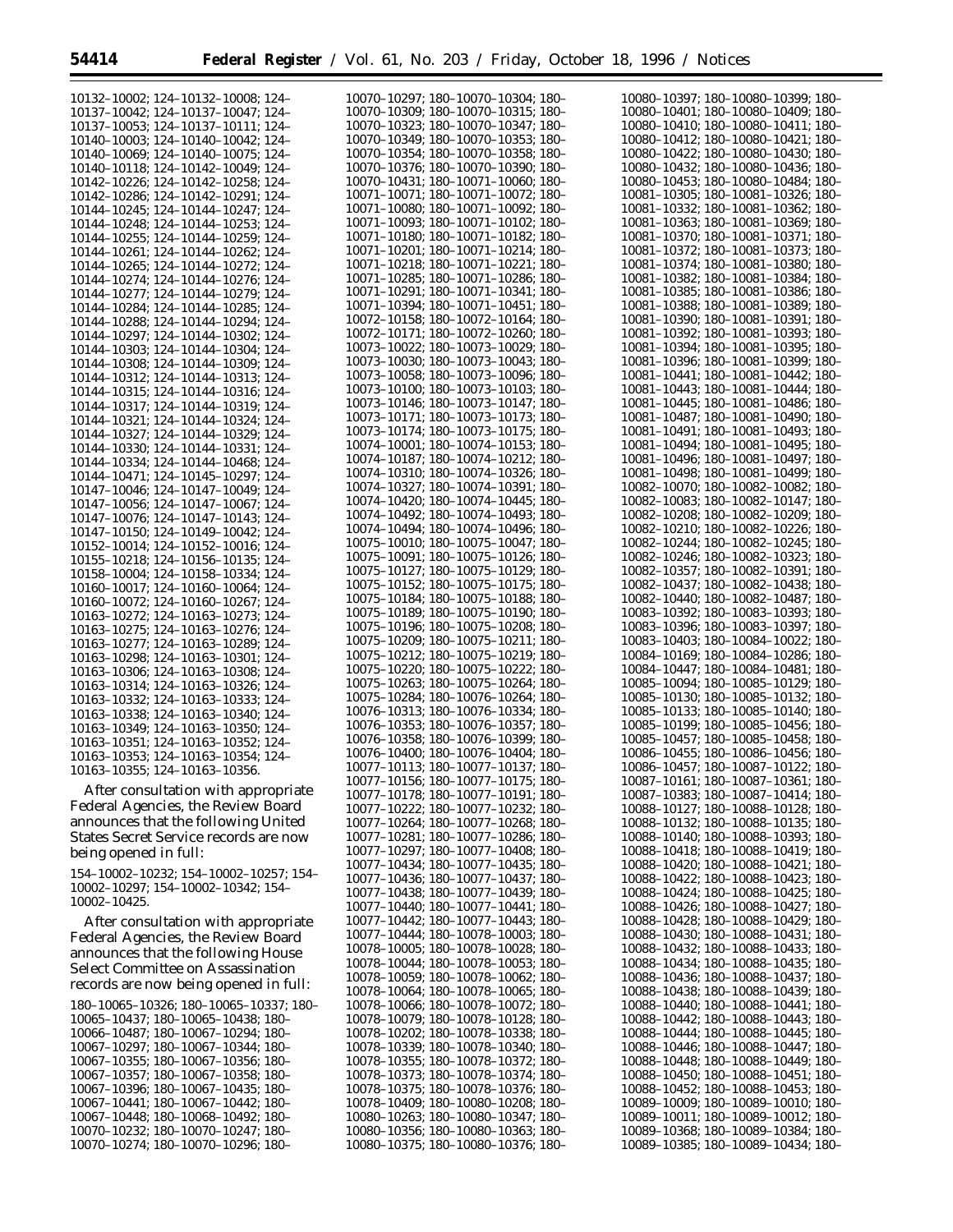10132–10002; 124–10132–10008; 124–10137–10042; 124–10137–10047; 124–10137–10053; 124–10137–10111; 124–10140–10003; 124–10140–10042; 124–10140–10069; 124–10140–10075; 124–10140–10118; 124–10142–10049; 124–10142–10226; 124–10142–10258; 124–10142–10286; 124–10142–10291; 124–10144–10245; 124–10144–10247; 124–10144–10248; 124–10144–10253; 124–10144–10255; 124–10144–10259; 124–10144–10261; 124–10144–10262; 124–10144–10265; 124–10144–10272; 124–10144–10274; 124–10144–10276; 124–10144–10277; 124–10144–10279; 124–10144–10284; 124–10144–10285; 124–10144–10288; 124–10144–10294; 124–10144–10297; 124–10144–10302; 124–10144–10303; 124–10144–10304; 124–10144–10308; 124–10144–10309; 124–10144–10312; 124–10144–10313; 124–10144–10315; 124–10144–10316; 124–10144–10317; 124–10144–10319; 124–10144–10321; 124–10144–10324; 124–10144–10327; 124–10144–10329; 124–10144–10330; 124–10144–10331; 124–10144–10334; 124–10144–10468; 124–10144–10471; 124–10145–10297; 124–10147–10046; 124–10147–10049; 124–10147–10056; 124–10147–10067; 124–10147–10076; 124–10147–10143; 124–10147–10150; 124–10149–10042; 124–10152–10014; 124–10152–10016; 124–10155–10218; 124–10156–10135; 124–10158–10004; 124–10158–10334; 124–10160–10017; 124–10160–10064; 124–10160–10072; 124–10160–10267; 124–10163–10272; 124–10163–10273; 124–10163–10275; 124–10163–10276; 124–10163–10277; 124–10163–10289; 124–10163–10298; 124–10163–10301; 124–10163–10306; 124–10163–10308; 124–10163–10314; 124–10163–10326; 124–10163–10332; 124–10163–10333; 124–10163–10338; 124–10163–10340; 124–10163–10349; 124–10163–10350; 124–10163–10351; 124–10163–10352; 124–10163–10353; 124–10163–10354; 124–10163–10355; 124–10163–10356.

After consultation with appropriate Federal Agencies, the Review Board announces that the following United States Secret Service records are now being opened in full:

154–10002–10232; 154–10002–10257; 154–10002–10297; 154–10002–10342; 154–10002–10425.

After consultation with appropriate Federal Agencies, the Review Board announces that the following House Select Committee on Assassination records are now being opened in full:

180–10065–10326; 180–10065–10337; 180–10065–10437; 180–10065–10438; 180–10066–10487; 180–10067–10294; 180–10067–10297; 180–10067–10344; 180–10067–10355; 180–10067–10356; 180–10067–10357; 180–10067–10358; 180–10067–10396; 180–10067–10435; 180–10067–10441; 180–10067–10442; 180–10067–10448; 180–10068–10492; 180–10070–10232; 180–10070–10247; 180–10070–10274; 180–10070–10296; 180–10070–10297; 180–10070–10304; 180–10070–10309; 180–10070–10315; 180–10070–10323; 180–10070–10347; 180–10070–10349; 180–10070–10353; 180–10070–10354; 180–10070–10358; 180–10070–10376; 180–10070–10390; 180–10070–10431; 180–10071–10060; 180–10071–10071; 180–10071–10072; 180–10071–10080; 180–10071–10092; 180–10071–10093; 180–10071–10102; 180–10071–10180; 180–10071–10182; 180–10071–10201; 180–10071–10214; 180–10071–10218; 180–10071–10221; 180–10071–10285; 180–10071–10286; 180–10071–10291; 180–10071–10341; 180–10071–10394; 180–10071–10451; 180–10072–10158; 180–10072–10164; 180–10072–10171; 180–10072–10260; 180–10073–10022; 180–10073–10029; 180–10073–10030; 180–10073–10043; 180–10073–10058; 180–10073–10096; 180–10073–10100; 180–10073–10103; 180–10073–10146; 180–10073–10147; 180–10073–10171; 180–10073–10173; 180–10073–10174; 180–10073–10175; 180–10074–10001; 180–10074–10153; 180–10074–10187; 180–10074–10212; 180–10074–10310; 180–10074–10326; 180–10074–10327; 180–10074–10391; 180–10074–10420; 180–10074–10445; 180–10074–10492; 180–10074–10493; 180–10074–10494; 180–10074–10496; 180–10075–10010; 180–10075–10047; 180–10075–10091; 180–10075–10126; 180–10075–10127; 180–10075–10129; 180–10075–10152; 180–10075–10175; 180–10075–10184; 180–10075–10188; 180–10075–10189; 180–10075–10190; 180–10075–10196; 180–10075–10208; 180–10075–10209; 180–10075–10211; 180–10075–10212; 180–10075–10219; 180–10075–10220; 180–10075–10222; 180–10075–10263; 180–10075–10264; 180–10075–10284; 180–10076–10264; 180–10076–10313; 180–10076–10334; 180–10076–10353; 180–10076–10357; 180–10076–10358; 180–10076–10399; 180–10076–10400; 180–10076–10404; 180–10077–10113; 180–10077–10137; 180–10077–10156; 180–10077–10175; 180–10077–10178; 180–10077–10191; 180–10077–10222; 180–10077–10232; 180–10077–10264; 180–10077–10268; 180–10077–10281; 180–10077–10286; 180–10077–10297; 180–10077–10408; 180–10077–10434; 180–10077–10435; 180–10077–10436; 180–10077–10437; 180–10077–10438; 180–10077–10439; 180–10077–10440; 180–10077–10441; 180–10077–10442; 180–10077–10443; 180–10077–10444; 180–10078–10003; 180–10078–10005; 180–10078–10028; 180–10078–10044; 180–10078–10053; 180–10078–10059; 180–10078–10062; 180–10078–10064; 180–10078–10065; 180–10078–10066; 180–10078–10072; 180–10078–10079; 180–10078–10128; 180–10078–10202; 180–10078–10338; 180–10078–10339; 180–10078–10340; 180–10078–10355; 180–10078–10372; 180–10078–10373; 180–10078–10374; 180–10078–10375; 180–10078–10376; 180–10078–10409; 180–10080–10208; 180–10080–10263; 180–10080–10347; 180–10080–10356; 180–10080–10363; 180–10080–10375; 180–10080–10376; 180–10080–10397; 180–10080–10399; 180–10080–10401; 180–10080–10409; 180–10080–10410; 180–10080–10411; 180–10080–10412; 180–10080–10421; 180–10080–10422; 180–10080–10430; 180–10080–10432; 180–10080–10436; 180–10080–10453; 180–10080–10484; 180–10081–10305; 180–10081–10326; 180–10081–10332; 180–10081–10362; 180–10081–10363; 180–10081–10369; 180–10081–10370; 180–10081–10371; 180–10081–10372; 180–10081–10373; 180–10081–10374; 180–10081–10380; 180–10081–10382; 180–10081–10384; 180–10081–10385; 180–10081–10386; 180–10081–10388; 180–10081–10389; 180–10081–10390; 180–10081–10391; 180–10081–10392; 180–10081–10393; 180–10081–10394; 180–10081–10395; 180–10081–10396; 180–10081–10399; 180–10081–10441; 180–10081–10442; 180–10081–10443; 180–10081–10444; 180–10081–10445; 180–10081–10486; 180–10081–10487; 180–10081–10490; 180–10081–10491; 180–10081–10493; 180–10081–10494; 180–10081–10495; 180–10081–10496; 180–10081–10497; 180–10081–10498; 180–10081–10499; 180–10082–10070; 180–10082–10082; 180–10082–10083; 180–10082–10147; 180–10082–10208; 180–10082–10209; 180–10082–10210; 180–10082–10226; 180–10082–10244; 180–10082–10245; 180–10082–10246; 180–10082–10323; 180–10082–10357; 180–10082–10391; 180–10082–10437; 180–10082–10438; 180–10082–10440; 180–10082–10487; 180–10083–10392; 180–10083–10393; 180–10083–10396; 180–10083–10397; 180–10083–10403; 180–10084–10022; 180–10084–10169; 180–10084–10286; 180–10084–10447; 180–10084–10481; 180–10085–10094; 180–10085–10129; 180–10085–10130; 180–10085–10132; 180–10085–10133; 180–10085–10140; 180–10085–10199; 180–10085–10456; 180–10085–10457; 180–10085–10458; 180–10086–10455; 180–10086–10456; 180–10086–10457; 180–10087–10122; 180–10087–10161; 180–10087–10361; 180–10087–10383; 180–10087–10414; 180–10088–10127; 180–10088–10128; 180–10088–10132; 180–10088–10135; 180–10088–10140; 180–10088–10393; 180–10088–10418; 180–10088–10419; 180–10088–10420; 180–10088–10421; 180–10088–10422; 180–10088–10423; 180–10088–10424; 180–10088–10425; 180–10088–10426; 180–10088–10427; 180–10088–10428; 180–10088–10429; 180–10088–10430; 180–10088–10431; 180–10088–10432; 180–10088–10433; 180–10088–10434; 180–10088–10435; 180–10088–10436; 180–10088–10437; 180–10088–10438; 180–10088–10439; 180–10088–10440; 180–10088–10441; 180–10088–10442; 180–10088–10443; 180–10088–10444; 180–10088–10445; 180–10088–10446; 180–10088–10447; 180–10088–10448; 180–10088–10449; 180–10088–10450; 180–10088–10451; 180–10088–10452; 180–10088–10453; 180–10089–10009; 180–10089–10010; 180–10089–10011; 180–10089–10012; 180–10089–10368; 180–10089–10384; 180–10089–10385; 180–10089–10434; 180–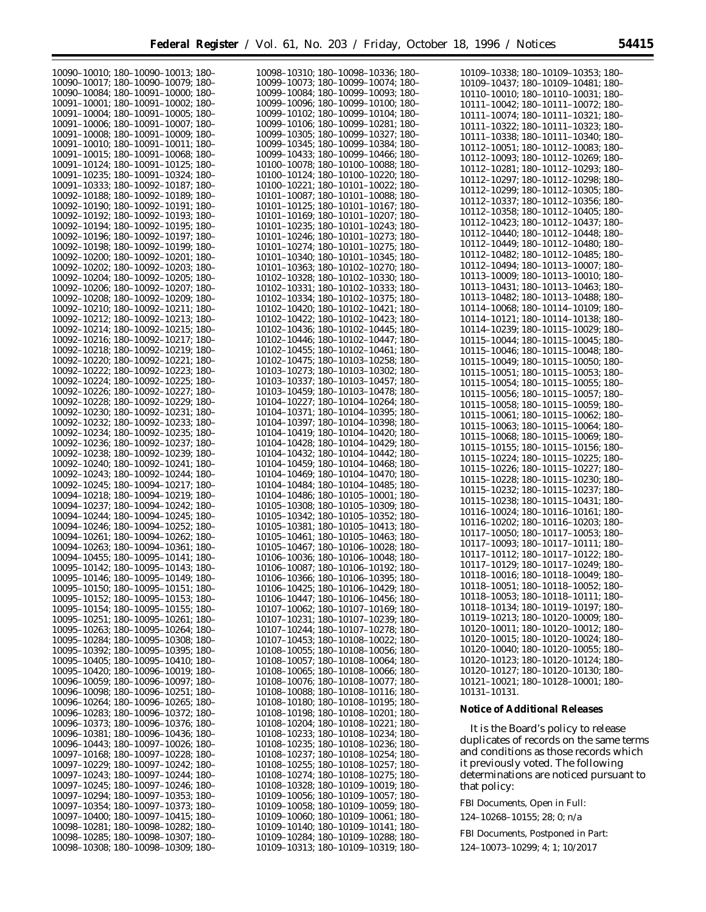10090–10010; 180–10090–10013; 180–10090–10017; 180–10090–10079; 180–10090–10084; 180–10091–10000; 180–10091–10001; 180–10091–10002; 180–10091–10004; 180–10091–10005; 180–10091–10006; 180–10091–10007; 180–10091–10008; 180–10091–10009; 180–10091–10010; 180–10091–10011; 180–10091–10015; 180–10091–10068; 180–10091–10124; 180–10091–10125; 180–10091–10235; 180–10091–10324; 180–10091–10333; 180–10092–10187; 180–10092–10188; 180–10092–10189; 180–10092–10190; 180–10092–10191; 180–10092–10192; 180–10092–10193; 180–10092–10194; 180–10092–10195; 180–10092–10196; 180–10092–10197; 180–10092–10198; 180–10092–10199; 180–10092–10200; 180–10092–10201; 180–10092–10202; 180–10092–10203; 180–10092–10204; 180–10092–10205; 180–10092–10206; 180–10092–10207; 180–10092–10208; 180–10092–10209; 180–10092–10210; 180–10092–10211; 180–10092–10212; 180–10092–10213; 180–10092–10214; 180–10092–10215; 180–10092–10216; 180–10092–10217; 180–10092–10218; 180–10092–10219; 180–10092–10220; 180–10092–10221; 180–10092–10222; 180–10092–10223; 180–10092–10224; 180–10092–10225; 180–10092–10226; 180–10092–10227; 180–10092–10228; 180–10092–10229; 180–10092–10230; 180–10092–10231; 180–10092–10232; 180–10092–10233; 180–10092–10234; 180–10092–10235; 180–10092–10236; 180–10092–10237; 180–10092–10238; 180–10092–10239; 180–10092–10240; 180–10092–10241; 180–10092–10243; 180–10092–10244; 180–10092–10245; 180–10094–10217; 180–10094–10218; 180–10094–10219; 180–10094–10237; 180–10094–10242; 180–10094–10244; 180–10094–10245; 180–10094–10246; 180–10094–10252; 180–10094–10261; 180–10094–10262; 180–10094–10263; 180–10094–10361; 180–10094–10455; 180–10095–10141; 180–10095–10142; 180–10095–10143; 180–10095–10146; 180–10095–10149; 180–10095–10150; 180–10095–10151; 180–10095–10152; 180–10095–10153; 180–10095–10154; 180–10095–10155; 180–10095–10251; 180–10095–10261; 180–10095–10263; 180–10095–10264; 180–10095–10284; 180–10095–10308; 180–10095–10392; 180–10095–10395; 180–10095–10405; 180–10095–10410; 180–10095–10420; 180–10096–10019; 180–10096–10059; 180–10096–10097; 180–10096–10098; 180–10096–10251; 180–10096–10264; 180–10096–10265; 180–10096–10283; 180–10096–10372; 180–10096–10373; 180–10096–10376; 180–10096–10381; 180–10096–10436; 180–10096–10443; 180–10097–10026; 180–10097–10168; 180–10097–10228; 180–10097–10229; 180–10097–10242; 180–10097–10243; 180–10097–10244; 180–10097–10245; 180–10097–10246; 180–10097–10294; 180–10097–10353; 180–10097–10354; 180–10097–10373; 180–10097–10400; 180–10097–10415; 180–10098–10281; 180–10098–10282; 180–10098–10285; 180–10098–10307; 180–10098–10308; 180–10098–10309; 180–10098–10310; 180–10098–10336; 180–10099–10073; 180–10099–10074; 180–10099–10084; 180–10099–10093; 180–10099–10096; 180–10099–10100; 180–10099–10102; 180–10099–10104; 180–10099–10106; 180–10099–10281; 180–10099–10305; 180–10099–10327; 180–10099–10345; 180–10099–10384; 180–10099–10433; 180–10099–10466; 180–10100–10078; 180–10100–10088; 180–10100–10124; 180–10100–10220; 180–10100–10221; 180–10101–10022; 180–10101–10087; 180–10101–10088; 180–10101–10125; 180–10101–10167; 180–10101–10169; 180–10101–10207; 180–10101–10235; 180–10101–10243; 180–10101–10246; 180–10101–10273; 180–10101–10274; 180–10101–10275; 180–10101–10340; 180–10101–10345; 180–10101–10363; 180–10102–10270; 180–10102–10328; 180–10102–10330; 180–10102–10331; 180–10102–10333; 180–10102–10334; 180–10102–10375; 180–10102–10420; 180–10102–10421; 180–10102–10422; 180–10102–10423; 180–10102–10436; 180–10102–10445; 180–10102–10446; 180–10102–10447; 180–10102–10455; 180–10102–10461; 180–10102–10475; 180–10103–10258; 180–10103–10273; 180–10103–10302; 180–10103–10337; 180–10103–10457; 180–10103–10459; 180–10103–10478; 180–10104–10227; 180–10104–10264; 180–10104–10371; 180–10104–10395; 180–10104–10397; 180–10104–10398; 180–10104–10419; 180–10104–10420; 180–10104–10428; 180–10104–10429; 180–10104–10432; 180–10104–10442; 180–10104–10459; 180–10104–10468; 180–10104–10469; 180–10104–10470; 180–10104–10484; 180–10104–10485; 180–10104–10486; 180–10105–10001; 180–10105–10308; 180–10105–10309; 180–10105–10342; 180–10105–10352; 180–10105–10381; 180–10105–10413; 180–10105–10461; 180–10105–10463; 180–10105–10467; 180–10106–10028; 180–10106–10036; 180–10106–10048; 180–10106–10087; 180–10106–10192; 180–10106–10366; 180–10106–10395; 180–10106–10425; 180–10106–10429; 180–10106–10447; 180–10106–10456; 180–10107–10062; 180–10107–10169; 180–10107–10231; 180–10107–10239; 180–10107–10244; 180–10107–10278; 180–10107–10453; 180–10108–10022; 180–10108–10055; 180–10108–10056; 180–10108–10057; 180–10108–10064; 180–10108–10065; 180–10108–10066; 180–10108–10076; 180–10108–10077; 180–10108–10088; 180–10108–10116; 180–10108–10180; 180–10108–10195; 180–10108–10198; 180–10108–10201; 180–10108–10204; 180–10108–10221; 180–10108–10233; 180–10108–10234; 180–10108–10235; 180–10108–10236; 180–10108–10237; 180–10108–10254; 180–10108–10255; 180–10108–10257; 180–10108–10274; 180–10108–10275; 180–10108–10328; 180–10109–10019; 180–10109–10056; 180–10109–10057; 180–10109–10058; 180–10109–10059; 180–10109–10060; 180–10109–10061; 180–10109–10140; 180–10109–10141; 180–10109–10284; 180–10109–10288; 180–10109–10313; 180–10109–10319; 180–10109–10338; 180–10109–10353; 180–10109–10437; 180–10109–10481; 180–10110–10010; 180–10110–10031; 180–10111–10042; 180–10111–10072; 180–10111–10074; 180–10111–10321; 180–10111–10322; 180–10111–10323; 180–10111–10338; 180–10111–10340; 180–10112–10051; 180–10112–10083; 180–10112–10093; 180–10112–10269; 180–10112–10281; 180–10112–10293; 180–10112–10297; 180–10112–10298; 180–10112–10299; 180–10112–10305; 180–10112–10337; 180–10112–10356; 180–10112–10358; 180–10112–10405; 180–10112–10423; 180–10112–10437; 180–10112–10440; 180–10112–10448; 180–10112–10449; 180–10112–10480; 180–10112–10482; 180–10112–10485; 180–10112–10494; 180–10113–10007; 180–10113–10009; 180–10113–10010; 180–10113–10431; 180–10113–10463; 180–10113–10482; 180–10113–10488; 180–10114–10068; 180–10114–10109; 180–10114–10121; 180–10114–10138; 180–10114–10239; 180–10115–10029; 180–10115–10044; 180–10115–10045; 180–10115–10046; 180–10115–10048; 180–10115–10049; 180–10115–10050; 180–10115–10051; 180–10115–10053; 180–10115–10054; 180–10115–10055; 180–10115–10056; 180–10115–10057; 180–10115–10058; 180–10115–10059; 180–10115–10061; 180–10115–10062; 180–10115–10063; 180–10115–10064; 180–10115–10068; 180–10115–10069; 180–10115–10155; 180–10115–10156; 180–10115–10224; 180–10115–10225; 180–10115–10226; 180–10115–10227; 180–10115–10228; 180–10115–10230; 180–10115–10232; 180–10115–10237; 180–10115–10238; 180–10115–10431; 180–10116–10024; 180–10116–10161; 180–10116–10202; 180–10116–10203; 180–10117–10050; 180–10117–10053; 180–10117–10093; 180–10117–10111; 180–10117–10112; 180–10117–10122; 180–10117–10129; 180–10117–10249; 180–10118–10016; 180–10118–10049; 180–10118–10051; 180–10118–10052; 180–10118–10053; 180–10118–10111; 180–10118–10134; 180–10119–10197; 180–10119–10213; 180–10120–10009; 180–10120–10011; 180–10120–10012; 180–10120–10015; 180–10120–10024; 180–10120–10040; 180–10120–10055; 180–10120–10123; 180–10120–10124; 180–10120–10127; 180–10120–10130; 180–10121–10021; 180–10128–10001; 180–10131–10131.

### Notice of Additional Releases

It is the Board's policy to release duplicates of records on the same terms and conditions as those records which it previously voted. The following determinations are noticed pursuant to that policy:

FBI Documents, Open in Full:

124–10268–10155; 28; 0; n/a

FBI Documents, Postponed in Part:

124–10073–10299; 4; 1; 10/2017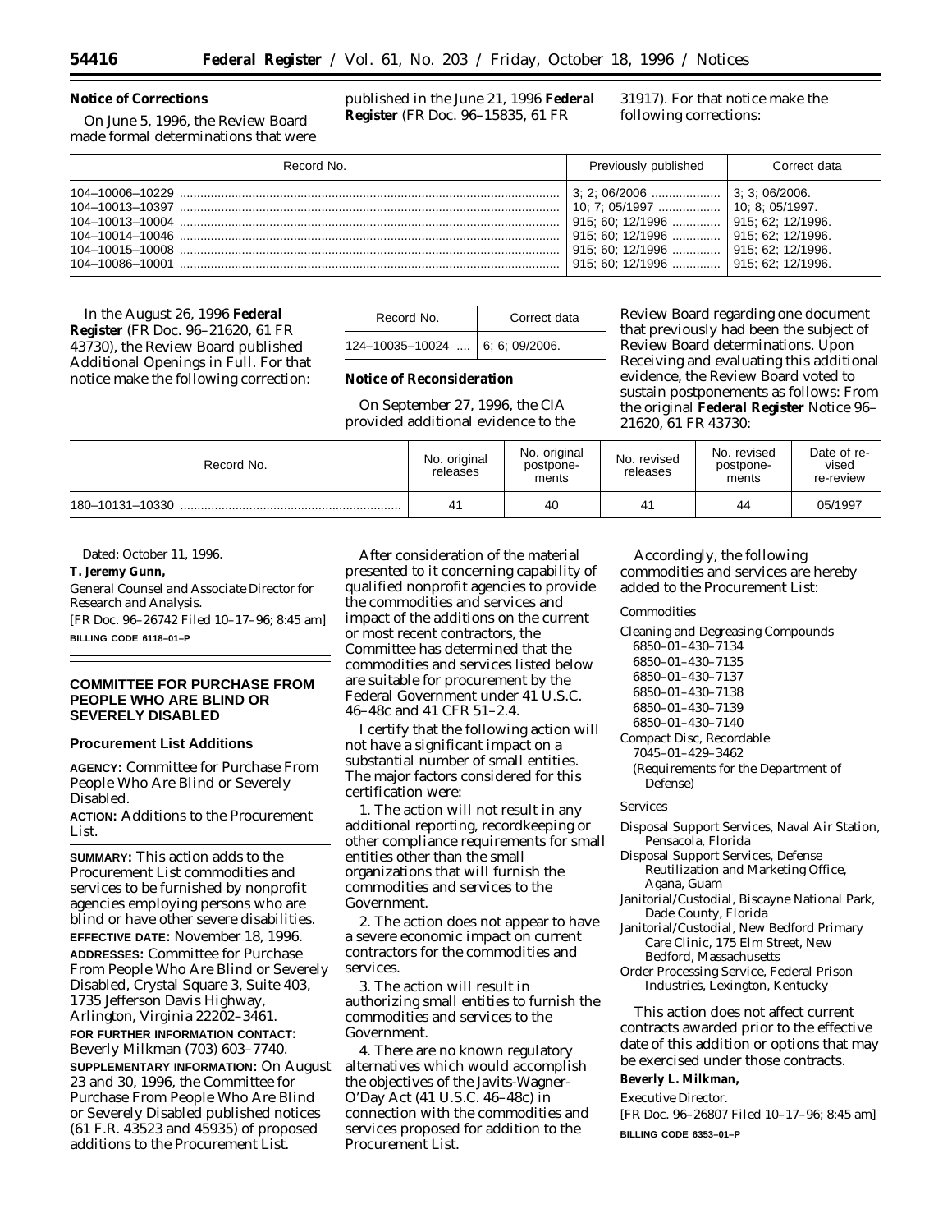**Notice of Corrections**

On June 5, 1996, the Review Board made formal determinations that were published in the June 21, 1996 **Federal Register** (FR Doc. 96–15835, 61 FR 31917). For that notice make the following corrections:

| Record No. | Previously published | Correct data |
|---|---|---|
| 104–10006–10229 | 3; 2; 06/2006 | 3; 3; 06/2006. |
| 104–10013–10397 | 10; 7; 05/1997 | 10; 8; 05/1997. |
| 104–10013–10004 | 915; 60; 12/1996 | 915; 62; 12/1996. |
| 104–10014–10046 | 915; 60; 12/1996 | 915; 62; 12/1996. |
| 104–10015–10008 | 915; 60; 12/1996 | 915; 62; 12/1996. |
| 104–10086–10001 | 915; 60; 12/1996 | 915; 62; 12/1996. |

In the August 26, 1996 **Federal Register** (FR Doc. 96–21620, 61 FR 43730), the Review Board published Additional Openings in Full. For that notice make the following correction:

| Record No. | Correct data |
|---|---|
| 124–10035–10024 | 6; 6; 09/2006. |

**Notice of Reconsideration**

On September 27, 1996, the CIA provided additional evidence to the Review Board regarding one document that previously had been the subject of Review Board determinations. Upon Receiving and evaluating this additional evidence, the Review Board voted to sustain postponements as follows: From the original **Federal Register** Notice 96–21620, 61 FR 43730:

| Record No. | No. original releases | No. original postponements | No. revised releases | No. revised postponements | Date of revised re-review |
|---|---|---|---|---|---|
| 180–10131–10330 | 41 | 40 | 41 | 44 | 05/1997 |

Dated: October 11, 1996.

**T. Jeremy Gunn,**

*General Counsel and Associate Director for Research and Analysis.*

[FR Doc. 96–26742 Filed 10–17–96; 8:45 am]

**BILLING CODE 6118–01–P**

## COMMITTEE FOR PURCHASE FROM PEOPLE WHO ARE BLIND OR SEVERELY DISABLED

### Procurement List Additions

**AGENCY:** Committee for Purchase From People Who Are Blind or Severely Disabled.

**ACTION:** Additions to the Procurement List.

**SUMMARY:** This action adds to the Procurement List commodities and services to be furnished by nonprofit agencies employing persons who are blind or have other severe disabilities.

**EFFECTIVE DATE:** November 18, 1996.

**ADDRESSES:** Committee for Purchase From People Who Are Blind or Severely Disabled, Crystal Square 3, Suite 403, 1735 Jefferson Davis Highway, Arlington, Virginia 22202–3461.

**FOR FURTHER INFORMATION CONTACT:** Beverly Milkman (703) 603–7740.

**SUPPLEMENTARY INFORMATION:** On August 23 and 30, 1996, the Committee for Purchase From People Who Are Blind or Severely Disabled published notices (61 F.R. 43523 and 45935) of proposed additions to the Procurement List.

After consideration of the material presented to it concerning capability of qualified nonprofit agencies to provide the commodities and services and impact of the additions on the current or most recent contractors, the Committee has determined that the commodities and services listed below are suitable for procurement by the Federal Government under 41 U.S.C. 46–48c and 41 CFR 51–2.4.

I certify that the following action will not have a significant impact on a substantial number of small entities. The major factors considered for this certification were:

1. The action will not result in any additional reporting, recordkeeping or other compliance requirements for small entities other than the small organizations that will furnish the commodities and services to the Government.

2. The action does not appear to have a severe economic impact on current contractors for the commodities and services.

3. The action will result in authorizing small entities to furnish the commodities and services to the Government.

4. There are no known regulatory alternatives which would accomplish the objectives of the Javits-Wagner-O'Day Act (41 U.S.C. 46–48c) in connection with the commodities and services proposed for addition to the Procurement List.

Accordingly, the following commodities and services are hereby added to the Procurement List:

*Commodities*

Cleaning and Degreasing Compounds
6850–01–430–7134
6850–01–430–7135
6850–01–430–7137
6850–01–430–7138
6850–01–430–7139
6850–01–430–7140

Compact Disc, Recordable
7045–01–429–3462
(Requirements for the Department of Defense)

*Services*

Disposal Support Services, Naval Air Station, Pensacola, Florida

Disposal Support Services, Defense Reutilization and Marketing Office, Agana, Guam

Janitorial/Custodial, Biscayne National Park, Dade County, Florida

Janitorial/Custodial, New Bedford Primary Care Clinic, 175 Elm Street, New Bedford, Massachusetts

Order Processing Service, Federal Prison Industries, Lexington, Kentucky

This action does not affect current contracts awarded prior to the effective date of this addition or options that may be exercised under those contracts.

**Beverly L. Milkman,**

*Executive Director.*

[FR Doc. 96–26807 Filed 10–17–96; 8:45 am]

**BILLING CODE 6353–01–P**